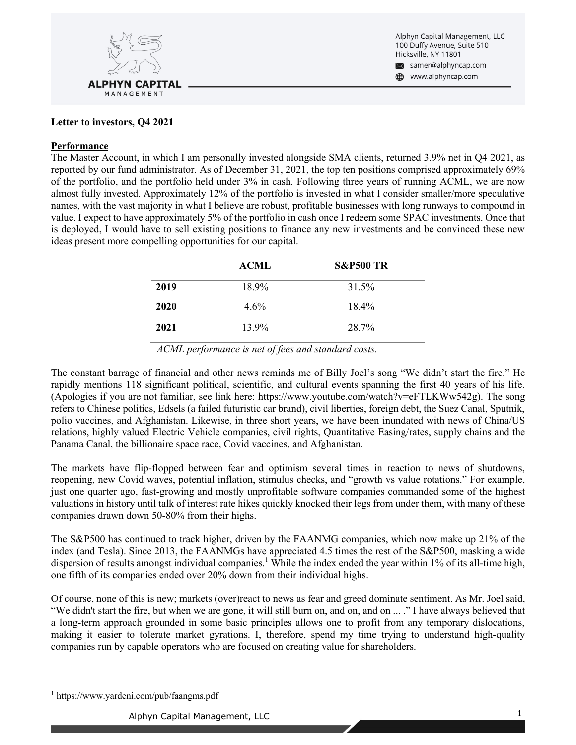Alphyn Capital Management, LLC
100 Duffy Avenue, Suite 510
Hicksville, NY 11801
samer@alphyncap.com
www.alphyncap.com

**Letter to investors, Q4 2021**

## Performance

The Master Account, in which I am personally invested alongside SMA clients, returned 3.9% net in Q4 2021, as reported by our fund administrator. As of December 31, 2021, the top ten positions comprised approximately 69% of the portfolio, and the portfolio held under 3% in cash. Following three years of running ACML, we are now almost fully invested. Approximately 12% of the portfolio is invested in what I consider smaller/more speculative names, with the vast majority in what I believe are robust, profitable businesses with long runways to compound in value. I expect to have approximately 5% of the portfolio in cash once I redeem some SPAC investments. Once that is deployed, I would have to sell existing positions to finance any new investments and be convinced these new ideas present more compelling opportunities for our capital.

| | ACML | S&P500 TR |
|---|---|---|
| **2019** | 18.9% | 31.5% |
| **2020** | 4.6% | 18.4% |
| **2021** | 13.9% | 28.7% |

*ACML performance is net of fees and standard costs.*

The constant barrage of financial and other news reminds me of Billy Joel's song "We didn't start the fire." He rapidly mentions 118 significant political, scientific, and cultural events spanning the first 40 years of his life. (Apologies if you are not familiar, see link here: https://www.youtube.com/watch?v=eFTLKWw542g). The song refers to Chinese politics, Edsels (a failed futuristic car brand), civil liberties, foreign debt, the Suez Canal, Sputnik, polio vaccines, and Afghanistan. Likewise, in three short years, we have been inundated with news of China/US relations, highly valued Electric Vehicle companies, civil rights, Quantitative Easing/rates, supply chains and the Panama Canal, the billionaire space race, Covid vaccines, and Afghanistan.

The markets have flip-flopped between fear and optimism several times in reaction to news of shutdowns, reopening, new Covid waves, potential inflation, stimulus checks, and "growth vs value rotations." For example, just one quarter ago, fast-growing and mostly unprofitable software companies commanded some of the highest valuations in history until talk of interest rate hikes quickly knocked their legs from under them, with many of these companies drawn down 50-80% from their highs.

The S&P500 has continued to track higher, driven by the FAANMG companies, which now make up 21% of the index (and Tesla). Since 2013, the FAANMGs have appreciated 4.5 times the rest of the S&P500, masking a wide dispersion of results amongst individual companies.[1] While the index ended the year within 1% of its all-time high, one fifth of its companies ended over 20% down from their individual highs.

Of course, none of this is new; markets (over)react to news as fear and greed dominate sentiment. As Mr. Joel said, "We didn't start the fire, but when we are gone, it will still burn on, and on, and on ... ." I have always believed that a long-term approach grounded in some basic principles allows one to profit from any temporary dislocations, making it easier to tolerate market gyrations. I, therefore, spend my time trying to understand high-quality companies run by capable operators who are focused on creating value for shareholders.

---

[1] https://www.yardeni.com/pub/faangms.pdf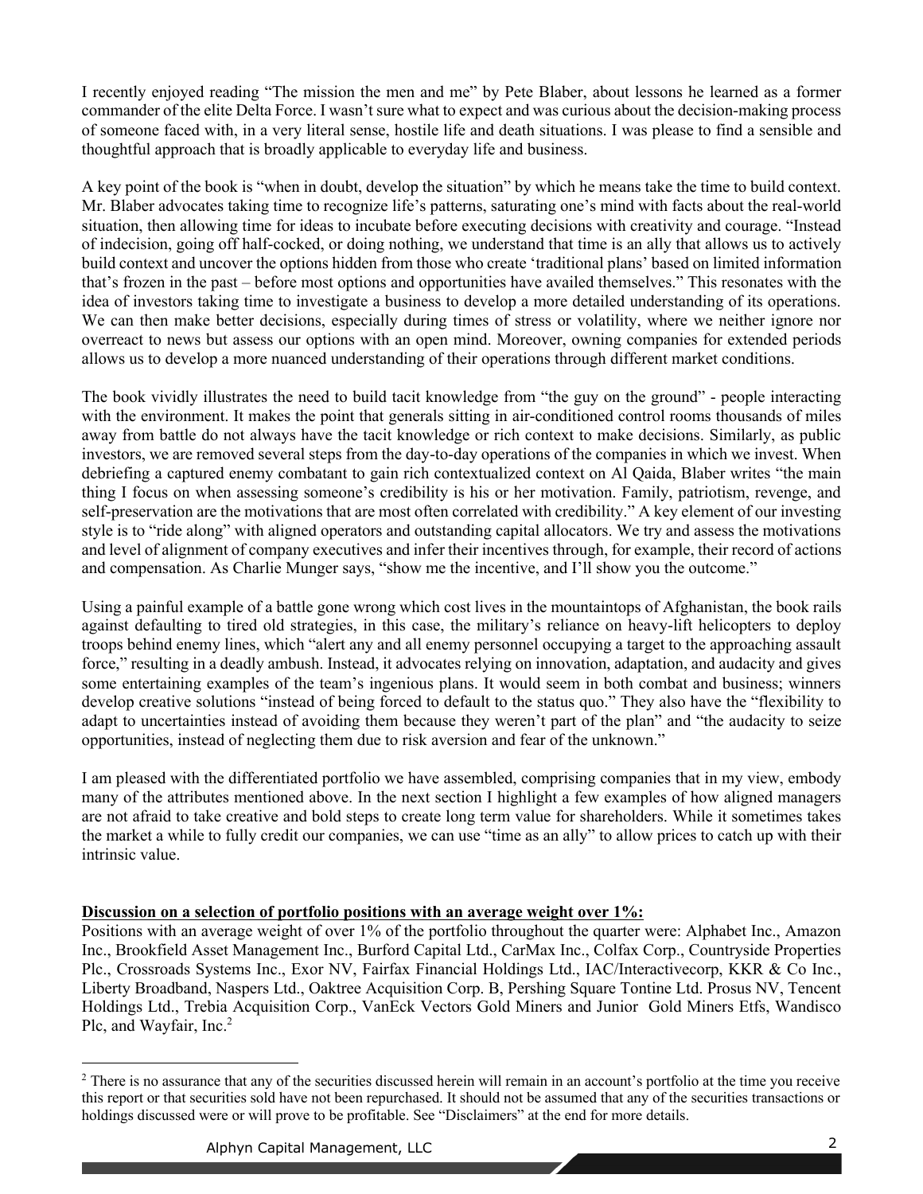I recently enjoyed reading "The mission the men and me" by Pete Blaber, about lessons he learned as a former commander of the elite Delta Force. I wasn't sure what to expect and was curious about the decision-making process of someone faced with, in a very literal sense, hostile life and death situations. I was please to find a sensible and thoughtful approach that is broadly applicable to everyday life and business.

A key point of the book is "when in doubt, develop the situation" by which he means take the time to build context. Mr. Blaber advocates taking time to recognize life's patterns, saturating one's mind with facts about the real-world situation, then allowing time for ideas to incubate before executing decisions with creativity and courage. "Instead of indecision, going off half-cocked, or doing nothing, we understand that time is an ally that allows us to actively build context and uncover the options hidden from those who create 'traditional plans' based on limited information that's frozen in the past – before most options and opportunities have availed themselves." This resonates with the idea of investors taking time to investigate a business to develop a more detailed understanding of its operations. We can then make better decisions, especially during times of stress or volatility, where we neither ignore nor overreact to news but assess our options with an open mind. Moreover, owning companies for extended periods allows us to develop a more nuanced understanding of their operations through different market conditions.

The book vividly illustrates the need to build tacit knowledge from "the guy on the ground" - people interacting with the environment. It makes the point that generals sitting in air-conditioned control rooms thousands of miles away from battle do not always have the tacit knowledge or rich context to make decisions. Similarly, as public investors, we are removed several steps from the day-to-day operations of the companies in which we invest. When debriefing a captured enemy combatant to gain rich contextualized context on Al Qaida, Blaber writes "the main thing I focus on when assessing someone's credibility is his or her motivation. Family, patriotism, revenge, and self-preservation are the motivations that are most often correlated with credibility." A key element of our investing style is to "ride along" with aligned operators and outstanding capital allocators. We try and assess the motivations and level of alignment of company executives and infer their incentives through, for example, their record of actions and compensation. As Charlie Munger says, "show me the incentive, and I'll show you the outcome."

Using a painful example of a battle gone wrong which cost lives in the mountaintops of Afghanistan, the book rails against defaulting to tired old strategies, in this case, the military's reliance on heavy-lift helicopters to deploy troops behind enemy lines, which "alert any and all enemy personnel occupying a target to the approaching assault force," resulting in a deadly ambush. Instead, it advocates relying on innovation, adaptation, and audacity and gives some entertaining examples of the team's ingenious plans. It would seem in both combat and business; winners develop creative solutions "instead of being forced to default to the status quo." They also have the "flexibility to adapt to uncertainties instead of avoiding them because they weren't part of the plan" and "the audacity to seize opportunities, instead of neglecting them due to risk aversion and fear of the unknown."

I am pleased with the differentiated portfolio we have assembled, comprising companies that in my view, embody many of the attributes mentioned above. In the next section I highlight a few examples of how aligned managers are not afraid to take creative and bold steps to create long term value for shareholders. While it sometimes takes the market a while to fully credit our companies, we can use "time as an ally" to allow prices to catch up with their intrinsic value.

**Discussion on a selection of portfolio positions with an average weight over 1%:**

Positions with an average weight of over 1% of the portfolio throughout the quarter were: Alphabet Inc., Amazon Inc., Brookfield Asset Management Inc., Burford Capital Ltd., CarMax Inc., Colfax Corp., Countryside Properties Plc., Crossroads Systems Inc., Exor NV, Fairfax Financial Holdings Ltd., IAC/Interactivecorp, KKR & Co Inc., Liberty Broadband, Naspers Ltd., Oaktree Acquisition Corp. B, Pershing Square Tontine Ltd. Prosus NV, Tencent Holdings Ltd., Trebia Acquisition Corp., VanEck Vectors Gold Miners and Junior Gold Miners Etfs, Wandisco Plc, and Wayfair, Inc.[2]

[2] There is no assurance that any of the securities discussed herein will remain in an account's portfolio at the time you receive this report or that securities sold have not been repurchased. It should not be assumed that any of the securities transactions or holdings discussed were or will prove to be profitable. See "Disclaimers" at the end for more details.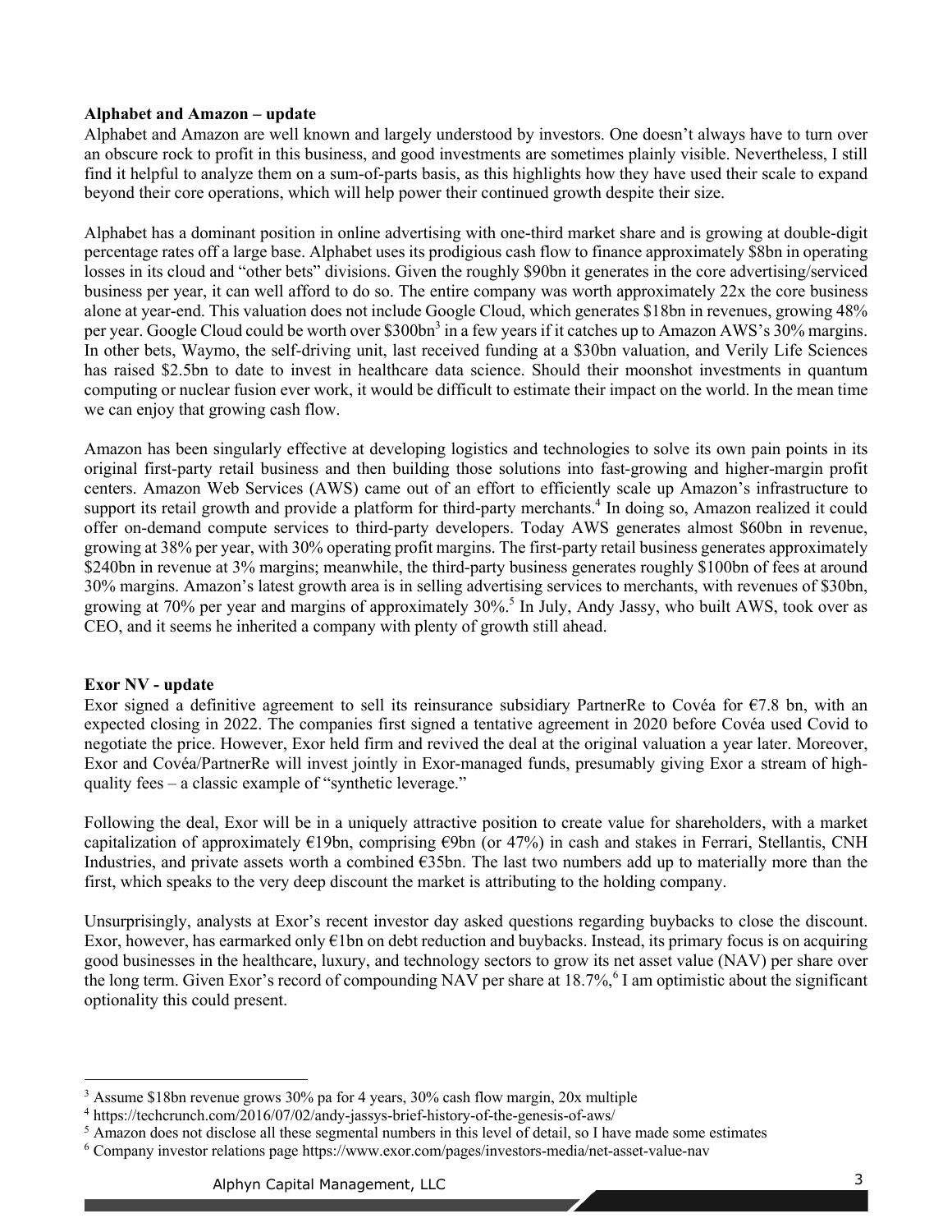**Alphabet and Amazon – update**

Alphabet and Amazon are well known and largely understood by investors. One doesn't always have to turn over an obscure rock to profit in this business, and good investments are sometimes plainly visible. Nevertheless, I still find it helpful to analyze them on a sum-of-parts basis, as this highlights how they have used their scale to expand beyond their core operations, which will help power their continued growth despite their size.

Alphabet has a dominant position in online advertising with one-third market share and is growing at double-digit percentage rates off a large base. Alphabet uses its prodigious cash flow to finance approximately $8bn in operating losses in its cloud and "other bets" divisions. Given the roughly $90bn it generates in the core advertising/serviced business per year, it can well afford to do so. The entire company was worth approximately 22x the core business alone at year-end. This valuation does not include Google Cloud, which generates $18bn in revenues, growing 48% per year. Google Cloud could be worth over $300bn[3] in a few years if it catches up to Amazon AWS's 30% margins. In other bets, Waymo, the self-driving unit, last received funding at a $30bn valuation, and Verily Life Sciences has raised $2.5bn to date to invest in healthcare data science. Should their moonshot investments in quantum computing or nuclear fusion ever work, it would be difficult to estimate their impact on the world. In the mean time we can enjoy that growing cash flow.

Amazon has been singularly effective at developing logistics and technologies to solve its own pain points in its original first-party retail business and then building those solutions into fast-growing and higher-margin profit centers. Amazon Web Services (AWS) came out of an effort to efficiently scale up Amazon's infrastructure to support its retail growth and provide a platform for third-party merchants.[4] In doing so, Amazon realized it could offer on-demand compute services to third-party developers. Today AWS generates almost $60bn in revenue, growing at 38% per year, with 30% operating profit margins. The first-party retail business generates approximately $240bn in revenue at 3% margins; meanwhile, the third-party business generates roughly $100bn of fees at around 30% margins. Amazon's latest growth area is in selling advertising services to merchants, with revenues of $30bn, growing at 70% per year and margins of approximately 30%.[5] In July, Andy Jassy, who built AWS, took over as CEO, and it seems he inherited a company with plenty of growth still ahead.

**Exor NV - update**

Exor signed a definitive agreement to sell its reinsurance subsidiary PartnerRe to Covéa for €7.8 bn, with an expected closing in 2022. The companies first signed a tentative agreement in 2020 before Covéa used Covid to negotiate the price. However, Exor held firm and revived the deal at the original valuation a year later. Moreover, Exor and Covéa/PartnerRe will invest jointly in Exor-managed funds, presumably giving Exor a stream of high-quality fees – a classic example of "synthetic leverage."

Following the deal, Exor will be in a uniquely attractive position to create value for shareholders, with a market capitalization of approximately €19bn, comprising €9bn (or 47%) in cash and stakes in Ferrari, Stellantis, CNH Industries, and private assets worth a combined €35bn. The last two numbers add up to materially more than the first, which speaks to the very deep discount the market is attributing to the holding company.

Unsurprisingly, analysts at Exor's recent investor day asked questions regarding buybacks to close the discount. Exor, however, has earmarked only €1bn on debt reduction and buybacks. Instead, its primary focus is on acquiring good businesses in the healthcare, luxury, and technology sectors to grow its net asset value (NAV) per share over the long term. Given Exor's record of compounding NAV per share at 18.7%,[6] I am optimistic about the significant optionality this could present.

---

[3] Assume $18bn revenue grows 30% pa for 4 years, 30% cash flow margin, 20x multiple

[4] https://techcrunch.com/2016/07/02/andy-jassys-brief-history-of-the-genesis-of-aws/

[5] Amazon does not disclose all these segmental numbers in this level of detail, so I have made some estimates

[6] Company investor relations page https://www.exor.com/pages/investors-media/net-asset-value-nav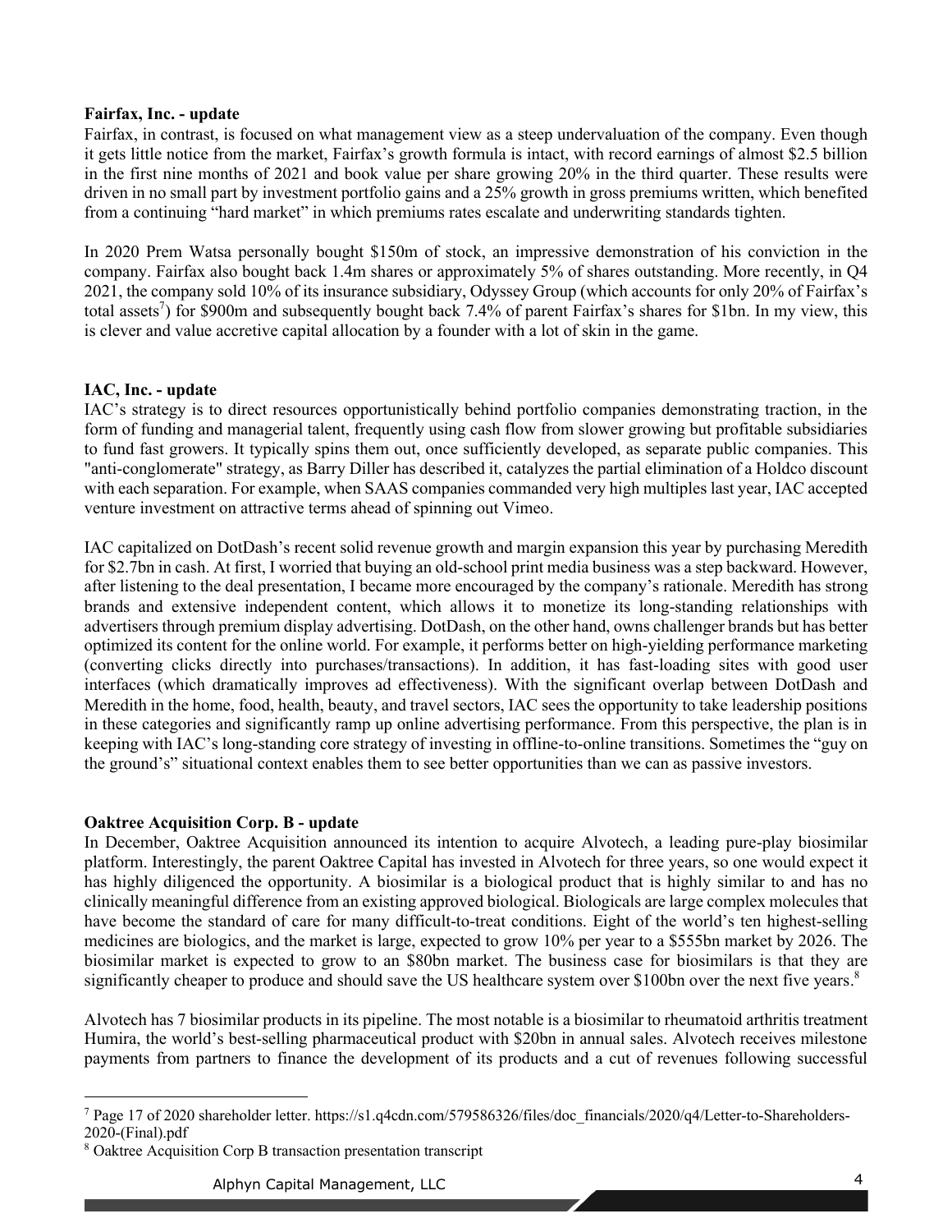**Fairfax, Inc. - update**

Fairfax, in contrast, is focused on what management view as a steep undervaluation of the company. Even though it gets little notice from the market, Fairfax's growth formula is intact, with record earnings of almost $2.5 billion in the first nine months of 2021 and book value per share growing 20% in the third quarter. These results were driven in no small part by investment portfolio gains and a 25% growth in gross premiums written, which benefited from a continuing "hard market" in which premiums rates escalate and underwriting standards tighten.

In 2020 Prem Watsa personally bought $150m of stock, an impressive demonstration of his conviction in the company. Fairfax also bought back 1.4m shares or approximately 5% of shares outstanding. More recently, in Q4 2021, the company sold 10% of its insurance subsidiary, Odyssey Group (which accounts for only 20% of Fairfax's total assets[7]) for $900m and subsequently bought back 7.4% of parent Fairfax's shares for $1bn. In my view, this is clever and value accretive capital allocation by a founder with a lot of skin in the game.

**IAC, Inc. - update**

IAC's strategy is to direct resources opportunistically behind portfolio companies demonstrating traction, in the form of funding and managerial talent, frequently using cash flow from slower growing but profitable subsidiaries to fund fast growers. It typically spins them out, once sufficiently developed, as separate public companies. This "anti-conglomerate" strategy, as Barry Diller has described it, catalyzes the partial elimination of a Holdco discount with each separation. For example, when SAAS companies commanded very high multiples last year, IAC accepted venture investment on attractive terms ahead of spinning out Vimeo.

IAC capitalized on DotDash's recent solid revenue growth and margin expansion this year by purchasing Meredith for $2.7bn in cash. At first, I worried that buying an old-school print media business was a step backward. However, after listening to the deal presentation, I became more encouraged by the company's rationale. Meredith has strong brands and extensive independent content, which allows it to monetize its long-standing relationships with advertisers through premium display advertising. DotDash, on the other hand, owns challenger brands but has better optimized its content for the online world. For example, it performs better on high-yielding performance marketing (converting clicks directly into purchases/transactions). In addition, it has fast-loading sites with good user interfaces (which dramatically improves ad effectiveness). With the significant overlap between DotDash and Meredith in the home, food, health, beauty, and travel sectors, IAC sees the opportunity to take leadership positions in these categories and significantly ramp up online advertising performance. From this perspective, the plan is in keeping with IAC's long-standing core strategy of investing in offline-to-online transitions. Sometimes the "guy on the ground's" situational context enables them to see better opportunities than we can as passive investors.

**Oaktree Acquisition Corp. B - update**

In December, Oaktree Acquisition announced its intention to acquire Alvotech, a leading pure-play biosimilar platform. Interestingly, the parent Oaktree Capital has invested in Alvotech for three years, so one would expect it has highly diligenced the opportunity. A biosimilar is a biological product that is highly similar to and has no clinically meaningful difference from an existing approved biological. Biologicals are large complex molecules that have become the standard of care for many difficult-to-treat conditions. Eight of the world's ten highest-selling medicines are biologics, and the market is large, expected to grow 10% per year to a $555bn market by 2026. The biosimilar market is expected to grow to an $80bn market. The business case for biosimilars is that they are significantly cheaper to produce and should save the US healthcare system over $100bn over the next five years.[8]

Alvotech has 7 biosimilar products in its pipeline. The most notable is a biosimilar to rheumatoid arthritis treatment Humira, the world's best-selling pharmaceutical product with $20bn in annual sales. Alvotech receives milestone payments from partners to finance the development of its products and a cut of revenues following successful

---

[7] Page 17 of 2020 shareholder letter. https://s1.q4cdn.com/579586326/files/doc_financials/2020/q4/Letter-to-Shareholders-2020-(Final).pdf

[8] Oaktree Acquisition Corp B transaction presentation transcript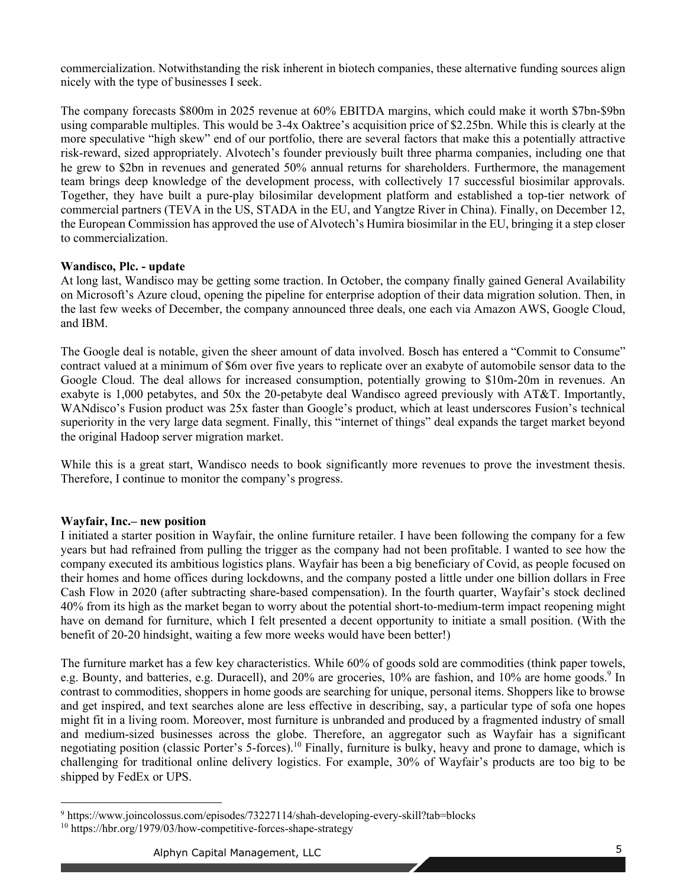commercialization. Notwithstanding the risk inherent in biotech companies, these alternative funding sources align nicely with the type of businesses I seek.

The company forecasts $800m in 2025 revenue at 60% EBITDA margins, which could make it worth $7bn-$9bn using comparable multiples. This would be 3-4x Oaktree's acquisition price of $2.25bn. While this is clearly at the more speculative "high skew" end of our portfolio, there are several factors that make this a potentially attractive risk-reward, sized appropriately. Alvotech's founder previously built three pharma companies, including one that he grew to $2bn in revenues and generated 50% annual returns for shareholders. Furthermore, the management team brings deep knowledge of the development process, with collectively 17 successful biosimilar approvals. Together, they have built a pure-play bilosimilar development platform and established a top-tier network of commercial partners (TEVA in the US, STADA in the EU, and Yangtze River in China). Finally, on December 12, the European Commission has approved the use of Alvotech's Humira biosimilar in the EU, bringing it a step closer to commercialization.

**Wandisco, Plc. - update**

At long last, Wandisco may be getting some traction. In October, the company finally gained General Availability on Microsoft's Azure cloud, opening the pipeline for enterprise adoption of their data migration solution. Then, in the last few weeks of December, the company announced three deals, one each via Amazon AWS, Google Cloud, and IBM.

The Google deal is notable, given the sheer amount of data involved. Bosch has entered a "Commit to Consume" contract valued at a minimum of $6m over five years to replicate over an exabyte of automobile sensor data to the Google Cloud. The deal allows for increased consumption, potentially growing to $10m-20m in revenues. An exabyte is 1,000 petabytes, and 50x the 20-petabyte deal Wandisco agreed previously with AT&T. Importantly, WANdisco's Fusion product was 25x faster than Google's product, which at least underscores Fusion's technical superiority in the very large data segment. Finally, this "internet of things" deal expands the target market beyond the original Hadoop server migration market.

While this is a great start, Wandisco needs to book significantly more revenues to prove the investment thesis. Therefore, I continue to monitor the company's progress.

**Wayfair, Inc.– new position**

I initiated a starter position in Wayfair, the online furniture retailer. I have been following the company for a few years but had refrained from pulling the trigger as the company had not been profitable. I wanted to see how the company executed its ambitious logistics plans. Wayfair has been a big beneficiary of Covid, as people focused on their homes and home offices during lockdowns, and the company posted a little under one billion dollars in Free Cash Flow in 2020 (after subtracting share-based compensation). In the fourth quarter, Wayfair's stock declined 40% from its high as the market began to worry about the potential short-to-medium-term impact reopening might have on demand for furniture, which I felt presented a decent opportunity to initiate a small position. (With the benefit of 20-20 hindsight, waiting a few more weeks would have been better!)

The furniture market has a few key characteristics. While 60% of goods sold are commodities (think paper towels, e.g. Bounty, and batteries, e.g. Duracell), and 20% are groceries, 10% are fashion, and 10% are home goods.[9] In contrast to commodities, shoppers in home goods are searching for unique, personal items. Shoppers like to browse and get inspired, and text searches alone are less effective in describing, say, a particular type of sofa one hopes might fit in a living room. Moreover, most furniture is unbranded and produced by a fragmented industry of small and medium-sized businesses across the globe. Therefore, an aggregator such as Wayfair has a significant negotiating position (classic Porter's 5-forces).[10] Finally, furniture is bulky, heavy and prone to damage, which is challenging for traditional online delivery logistics. For example, 30% of Wayfair's products are too big to be shipped by FedEx or UPS.

[9] https://www.joincolossus.com/episodes/73227114/shah-developing-every-skill?tab=blocks

[10] https://hbr.org/1979/03/how-competitive-forces-shape-strategy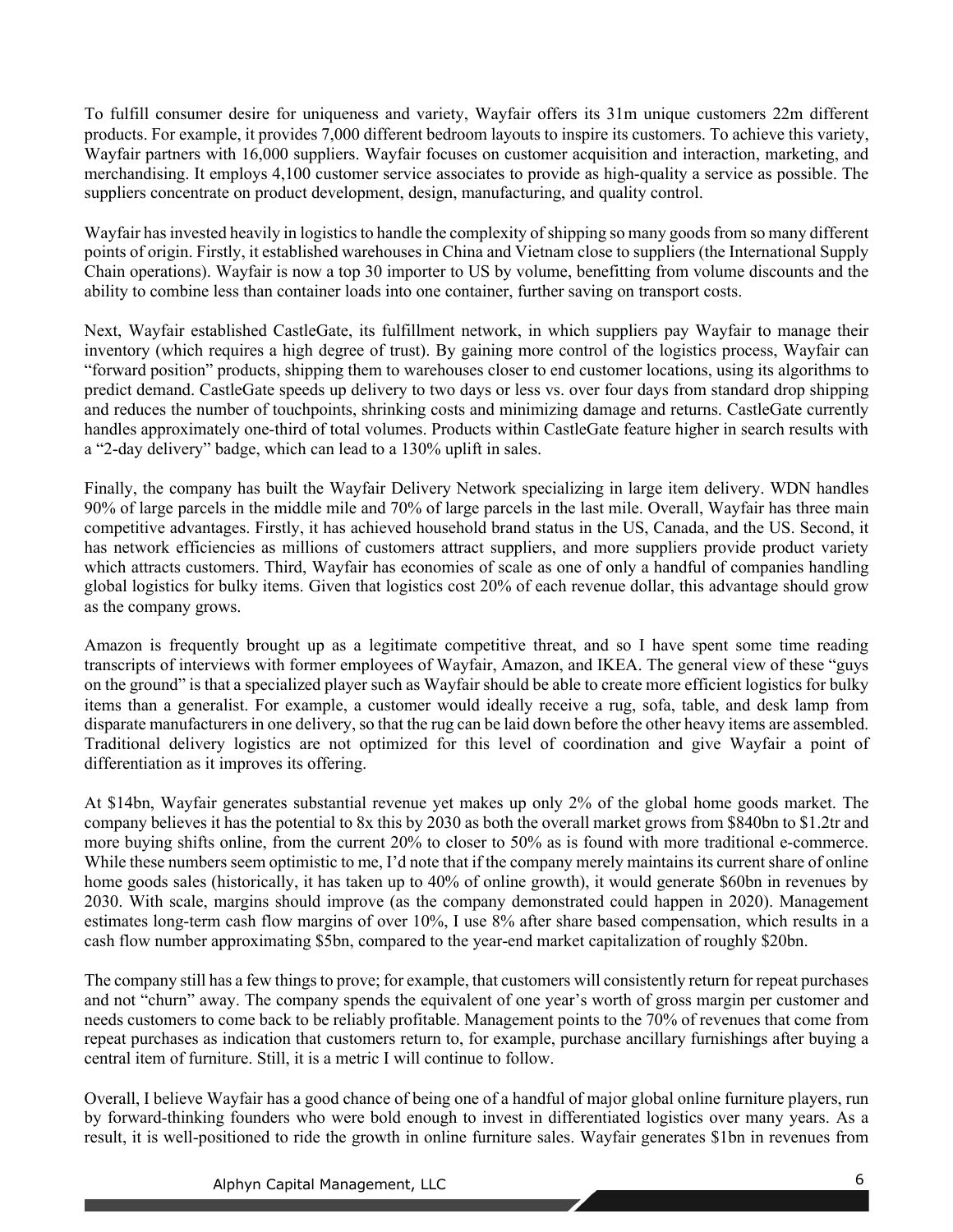To fulfill consumer desire for uniqueness and variety, Wayfair offers its 31m unique customers 22m different products. For example, it provides 7,000 different bedroom layouts to inspire its customers. To achieve this variety, Wayfair partners with 16,000 suppliers. Wayfair focuses on customer acquisition and interaction, marketing, and merchandising. It employs 4,100 customer service associates to provide as high-quality a service as possible. The suppliers concentrate on product development, design, manufacturing, and quality control.

Wayfair has invested heavily in logistics to handle the complexity of shipping so many goods from so many different points of origin. Firstly, it established warehouses in China and Vietnam close to suppliers (the International Supply Chain operations). Wayfair is now a top 30 importer to US by volume, benefitting from volume discounts and the ability to combine less than container loads into one container, further saving on transport costs.

Next, Wayfair established CastleGate, its fulfillment network, in which suppliers pay Wayfair to manage their inventory (which requires a high degree of trust). By gaining more control of the logistics process, Wayfair can "forward position" products, shipping them to warehouses closer to end customer locations, using its algorithms to predict demand. CastleGate speeds up delivery to two days or less vs. over four days from standard drop shipping and reduces the number of touchpoints, shrinking costs and minimizing damage and returns. CastleGate currently handles approximately one-third of total volumes. Products within CastleGate feature higher in search results with a "2-day delivery" badge, which can lead to a 130% uplift in sales.

Finally, the company has built the Wayfair Delivery Network specializing in large item delivery. WDN handles 90% of large parcels in the middle mile and 70% of large parcels in the last mile. Overall, Wayfair has three main competitive advantages. Firstly, it has achieved household brand status in the US, Canada, and the US. Second, it has network efficiencies as millions of customers attract suppliers, and more suppliers provide product variety which attracts customers. Third, Wayfair has economies of scale as one of only a handful of companies handling global logistics for bulky items. Given that logistics cost 20% of each revenue dollar, this advantage should grow as the company grows.

Amazon is frequently brought up as a legitimate competitive threat, and so I have spent some time reading transcripts of interviews with former employees of Wayfair, Amazon, and IKEA. The general view of these "guys on the ground" is that a specialized player such as Wayfair should be able to create more efficient logistics for bulky items than a generalist. For example, a customer would ideally receive a rug, sofa, table, and desk lamp from disparate manufacturers in one delivery, so that the rug can be laid down before the other heavy items are assembled. Traditional delivery logistics are not optimized for this level of coordination and give Wayfair a point of differentiation as it improves its offering.

At \$14bn, Wayfair generates substantial revenue yet makes up only 2% of the global home goods market. The company believes it has the potential to 8x this by 2030 as both the overall market grows from \$840bn to \$1.2tr and more buying shifts online, from the current 20% to closer to 50% as is found with more traditional e-commerce. While these numbers seem optimistic to me, I'd note that if the company merely maintains its current share of online home goods sales (historically, it has taken up to 40% of online growth), it would generate \$60bn in revenues by 2030. With scale, margins should improve (as the company demonstrated could happen in 2020). Management estimates long-term cash flow margins of over 10%, I use 8% after share based compensation, which results in a cash flow number approximating \$5bn, compared to the year-end market capitalization of roughly \$20bn.

The company still has a few things to prove; for example, that customers will consistently return for repeat purchases and not "churn" away. The company spends the equivalent of one year's worth of gross margin per customer and needs customers to come back to be reliably profitable. Management points to the 70% of revenues that come from repeat purchases as indication that customers return to, for example, purchase ancillary furnishings after buying a central item of furniture. Still, it is a metric I will continue to follow.

Overall, I believe Wayfair has a good chance of being one of a handful of major global online furniture players, run by forward-thinking founders who were bold enough to invest in differentiated logistics over many years. As a result, it is well-positioned to ride the growth in online furniture sales. Wayfair generates \$1bn in revenues from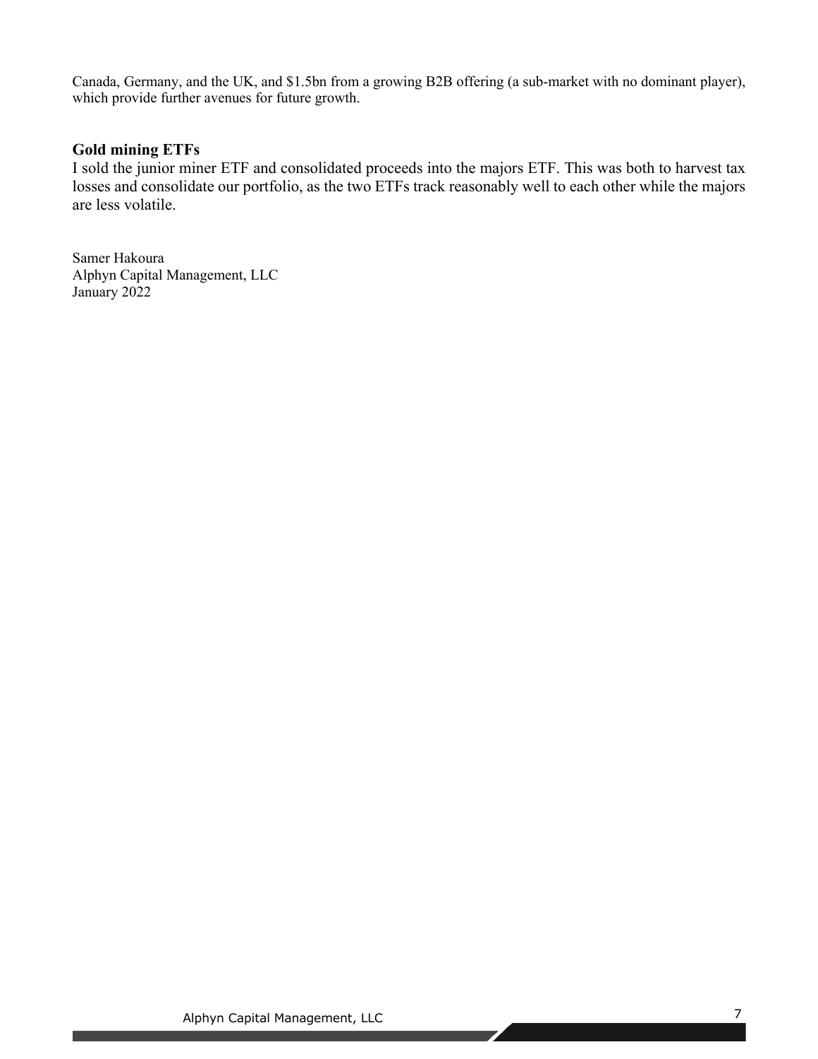Canada, Germany, and the UK, and $1.5bn from a growing B2B offering (a sub-market with no dominant player), which provide further avenues for future growth.

**Gold mining ETFs**

I sold the junior miner ETF and consolidated proceeds into the majors ETF. This was both to harvest tax losses and consolidate our portfolio, as the two ETFs track reasonably well to each other while the majors are less volatile.

Samer Hakoura  
Alphyn Capital Management, LLC  
January 2022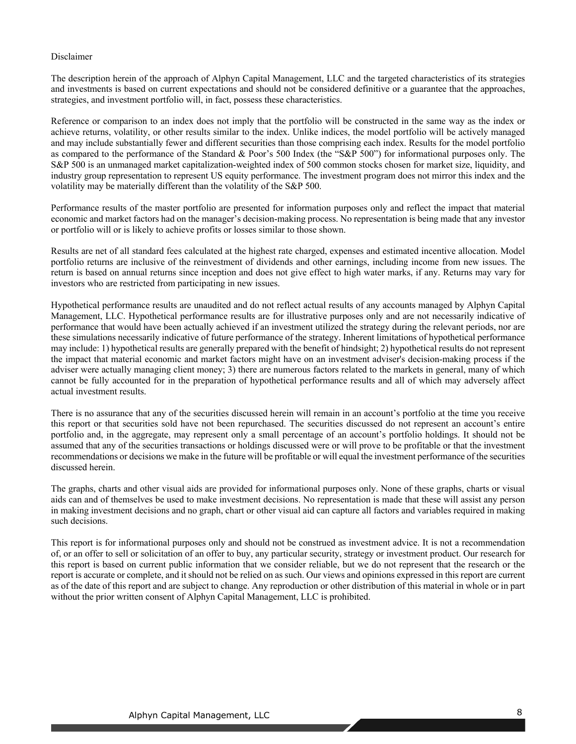Disclaimer

The description herein of the approach of Alphyn Capital Management, LLC and the targeted characteristics of its strategies and investments is based on current expectations and should not be considered definitive or a guarantee that the approaches, strategies, and investment portfolio will, in fact, possess these characteristics.

Reference or comparison to an index does not imply that the portfolio will be constructed in the same way as the index or achieve returns, volatility, or other results similar to the index. Unlike indices, the model portfolio will be actively managed and may include substantially fewer and different securities than those comprising each index. Results for the model portfolio as compared to the performance of the Standard & Poor's 500 Index (the "S&P 500") for informational purposes only. The S&P 500 is an unmanaged market capitalization-weighted index of 500 common stocks chosen for market size, liquidity, and industry group representation to represent US equity performance. The investment program does not mirror this index and the volatility may be materially different than the volatility of the S&P 500.

Performance results of the master portfolio are presented for information purposes only and reflect the impact that material economic and market factors had on the manager's decision-making process. No representation is being made that any investor or portfolio will or is likely to achieve profits or losses similar to those shown.

Results are net of all standard fees calculated at the highest rate charged, expenses and estimated incentive allocation. Model portfolio returns are inclusive of the reinvestment of dividends and other earnings, including income from new issues. The return is based on annual returns since inception and does not give effect to high water marks, if any. Returns may vary for investors who are restricted from participating in new issues.

Hypothetical performance results are unaudited and do not reflect actual results of any accounts managed by Alphyn Capital Management, LLC. Hypothetical performance results are for illustrative purposes only and are not necessarily indicative of performance that would have been actually achieved if an investment utilized the strategy during the relevant periods, nor are these simulations necessarily indicative of future performance of the strategy. Inherent limitations of hypothetical performance may include: 1) hypothetical results are generally prepared with the benefit of hindsight; 2) hypothetical results do not represent the impact that material economic and market factors might have on an investment adviser's decision-making process if the adviser were actually managing client money; 3) there are numerous factors related to the markets in general, many of which cannot be fully accounted for in the preparation of hypothetical performance results and all of which may adversely affect actual investment results.

There is no assurance that any of the securities discussed herein will remain in an account's portfolio at the time you receive this report or that securities sold have not been repurchased. The securities discussed do not represent an account's entire portfolio and, in the aggregate, may represent only a small percentage of an account's portfolio holdings. It should not be assumed that any of the securities transactions or holdings discussed were or will prove to be profitable or that the investment recommendations or decisions we make in the future will be profitable or will equal the investment performance of the securities discussed herein.

The graphs, charts and other visual aids are provided for informational purposes only. None of these graphs, charts or visual aids can and of themselves be used to make investment decisions. No representation is made that these will assist any person in making investment decisions and no graph, chart or other visual aid can capture all factors and variables required in making such decisions.

This report is for informational purposes only and should not be construed as investment advice. It is not a recommendation of, or an offer to sell or solicitation of an offer to buy, any particular security, strategy or investment product. Our research for this report is based on current public information that we consider reliable, but we do not represent that the research or the report is accurate or complete, and it should not be relied on as such. Our views and opinions expressed in this report are current as of the date of this report and are subject to change. Any reproduction or other distribution of this material in whole or in part without the prior written consent of Alphyn Capital Management, LLC is prohibited.